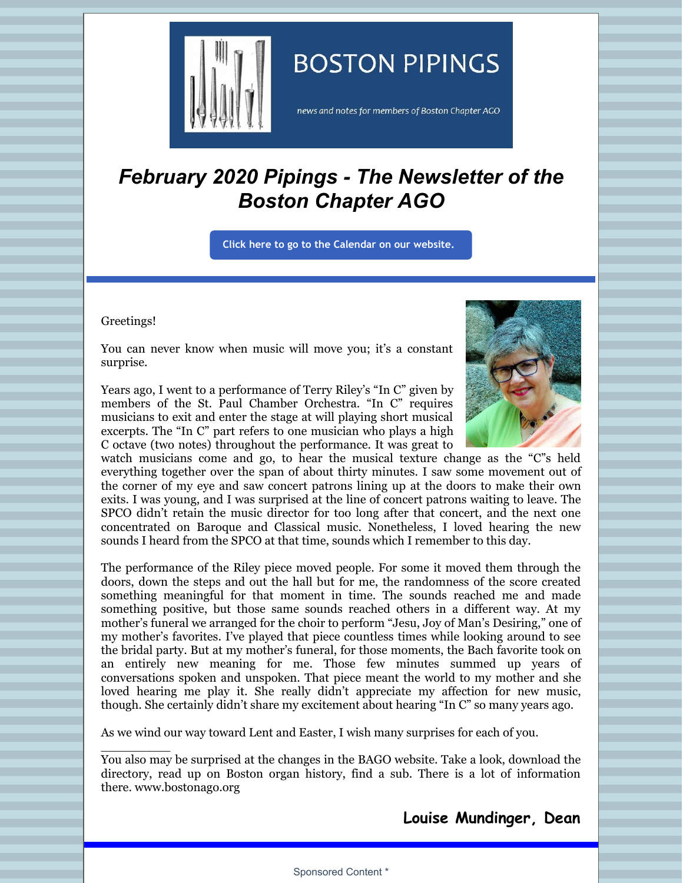# BOSTON PIPINGS

*news and notes for members of Boston Chapter AGO*

## *February 2020 Pipings - The Newsletter of the Boston Chapter AGO*

Click here to go to the Calendar on our website.

Greetings!

You can never know when music will move you; it's a constant surprise.

Years ago, I went to a performance of Terry Riley's "In C" given by members of the St. Paul Chamber Orchestra. "In C" requires musicians to exit and enter the stage at will playing short musical excerpts. The "In C" part refers to one musician who plays a high C octave (two notes) throughout the performance. It was great to watch musicians come and go, to hear the musical texture change as the "C"s held everything together over the span of about thirty minutes. I saw some movement out of the corner of my eye and saw concert patrons lining up at the doors to make their own exits. I was young, and I was surprised at the line of concert patrons waiting to leave. The SPCO didn't retain the music director for too long after that concert, and the next one concentrated on Baroque and Classical music. Nonetheless, I loved hearing the new sounds I heard from the SPCO at that time, sounds which I remember to this day.

The performance of the Riley piece moved people. For some it moved them through the doors, down the steps and out the hall but for me, the randomness of the score created something meaningful for that moment in time. The sounds reached me and made something positive, but those same sounds reached others in a different way. At my mother's funeral we arranged for the choir to perform "Jesu, Joy of Man's Desiring," one of my mother's favorites. I've played that piece countless times while looking around to see the bridal party. But at my mother's funeral, for those moments, the Bach favorite took on an entirely new meaning for me. Those few minutes summed up years of conversations spoken and unspoken. That piece meant the world to my mother and she loved hearing me play it. She really didn't appreciate my affection for new music, though. She certainly didn't share my excitement about hearing "In C" so many years ago.

As we wind our way toward Lent and Easter, I wish many surprises for each of you.

\_\_\_\_\_\_\_\_\_\_

You also may be surprised at the changes in the BAGO website. Take a look, download the directory, read up on Boston organ history, find a sub. There is a lot of information there. www.bostonago.org

**Louise Mundinger, Dean**

Sponsored Content *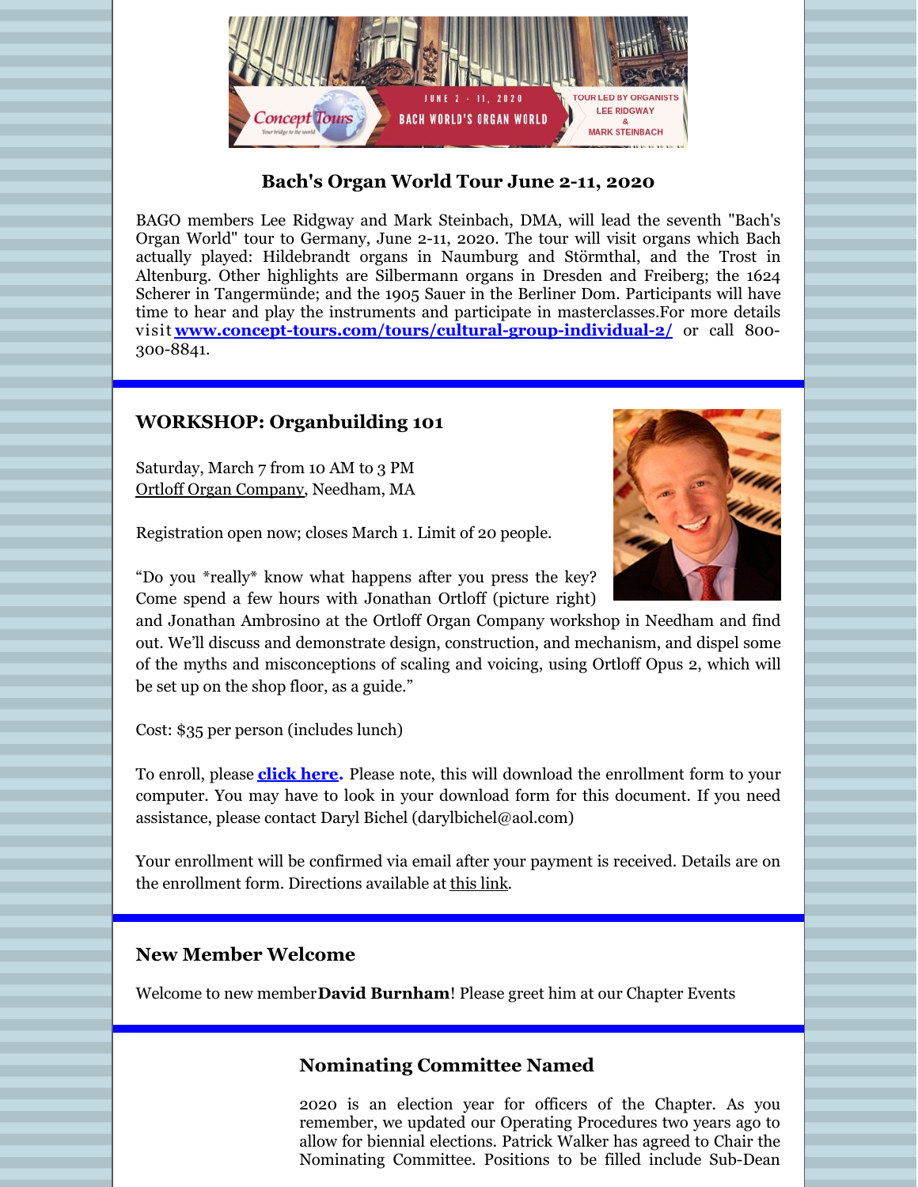## Bach's Organ World Tour June 2-11, 2020

BAGO members Lee Ridgway and Mark Steinbach, DMA, will lead the seventh "Bach's Organ World" tour to Germany, June 2-11, 2020. The tour will visit organs which Bach actually played: Hildebrandt organs in Naumburg and Störmthal, and the Trost in Altenburg. Other highlights are Silbermann organs in Dresden and Freiberg; the 1624 Scherer in Tangermünde; and the 1905 Sauer in the Berliner Dom. Participants will have time to hear and play the instruments and participate in masterclasses.For more details visit **www.concept-tours.com/tours/cultural-group-individual-2/** or call 800-300-8841.

## WORKSHOP: Organbuilding 101

Saturday, March 7 from 10 AM to 3 PM
Ortloff Organ Company, Needham, MA

Registration open now; closes March 1. Limit of 20 people.

"Do you *really* know what happens after you press the key? Come spend a few hours with Jonathan Ortloff (picture right) and Jonathan Ambrosino at the Ortloff Organ Company workshop in Needham and find out. We'll discuss and demonstrate design, construction, and mechanism, and dispel some of the myths and misconceptions of scaling and voicing, using Ortloff Opus 2, which will be set up on the shop floor, as a guide."

Cost: $35 per person (includes lunch)

To enroll, please **click here.** Please note, this will download the enrollment form to your computer. You may have to look in your download form for this document. If you need assistance, please contact Daryl Bichel (darylbichel@aol.com)

Your enrollment will be confirmed via email after your payment is received. Details are on the enrollment form. Directions available at this link.

## New Member Welcome

Welcome to new member **David Burnham**! Please greet him at our Chapter Events

## Nominating Committee Named

2020 is an election year for officers of the Chapter. As you remember, we updated our Operating Procedures two years ago to allow for biennial elections. Patrick Walker has agreed to Chair the Nominating Committee. Positions to be filled include Sub-Dean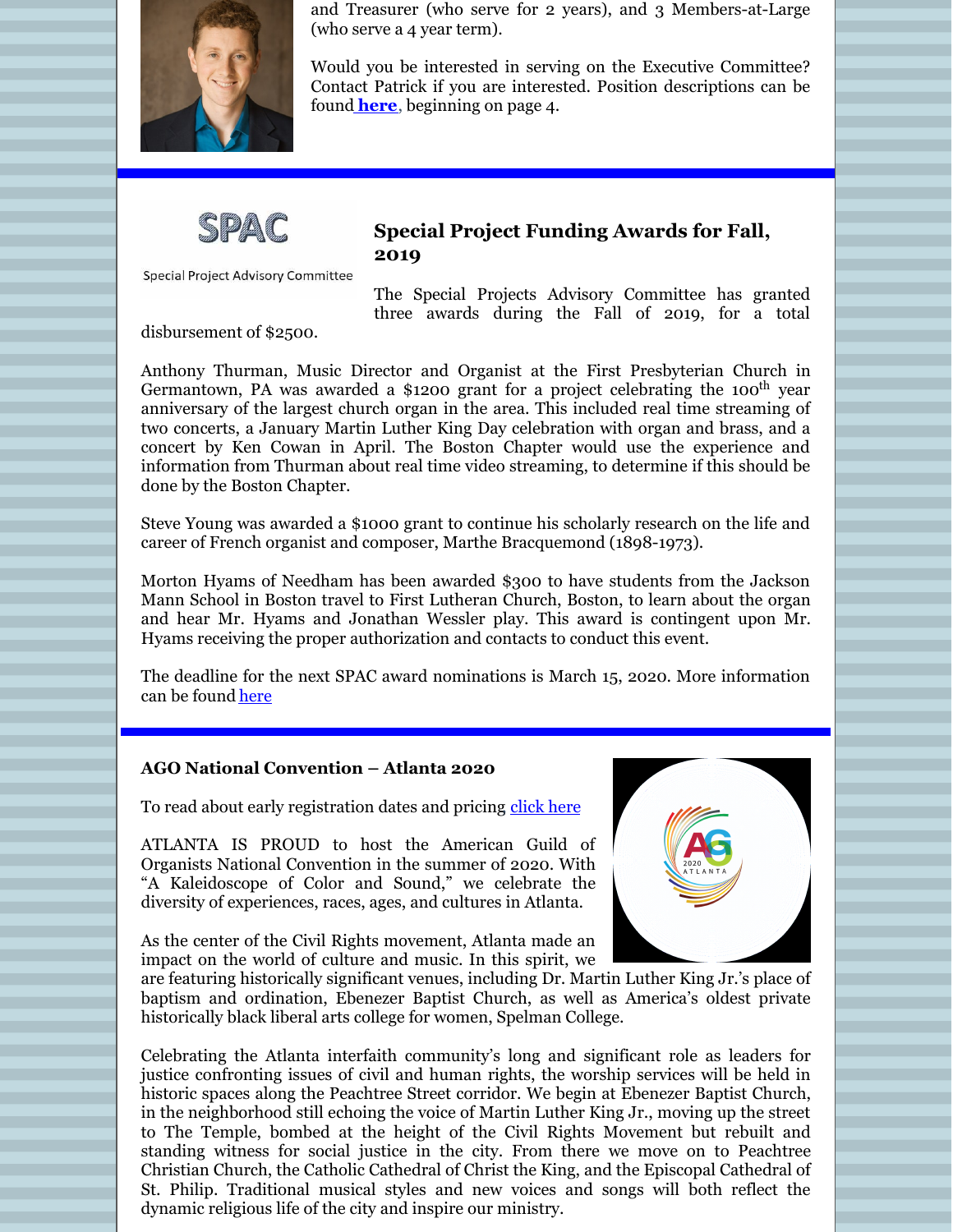and Treasurer (who serve for 2 years), and 3 Members-at-Large (who serve a 4 year term).

Would you be interested in serving on the Executive Committee? Contact Patrick if you are interested. Position descriptions can be found **here**, beginning on page 4.

SPAC

Special Project Advisory Committee

### Special Project Funding Awards for Fall, 2019

The Special Projects Advisory Committee has granted three awards during the Fall of 2019, for a total disbursement of $2500.

Anthony Thurman, Music Director and Organist at the First Presbyterian Church in Germantown, PA was awarded a $1200 grant for a project celebrating the 100th year anniversary of the largest church organ in the area. This included real time streaming of two concerts, a January Martin Luther King Day celebration with organ and brass, and a concert by Ken Cowan in April. The Boston Chapter would use the experience and information from Thurman about real time video streaming, to determine if this should be done by the Boston Chapter.

Steve Young was awarded a $1000 grant to continue his scholarly research on the life and career of French organist and composer, Marthe Bracquemond (1898-1973).

Morton Hyams of Needham has been awarded $300 to have students from the Jackson Mann School in Boston travel to First Lutheran Church, Boston, to learn about the organ and hear Mr. Hyams and Jonathan Wessler play. This award is contingent upon Mr. Hyams receiving the proper authorization and contacts to conduct this event.

The deadline for the next SPAC award nominations is March 15, 2020. More information can be found here

### AGO National Convention – Atlanta 2020

To read about early registration dates and pricing click here

ATLANTA IS PROUD to host the American Guild of Organists National Convention in the summer of 2020. With "A Kaleidoscope of Color and Sound," we celebrate the diversity of experiences, races, ages, and cultures in Atlanta.

As the center of the Civil Rights movement, Atlanta made an impact on the world of culture and music. In this spirit, we are featuring historically significant venues, including Dr. Martin Luther King Jr.'s place of baptism and ordination, Ebenezer Baptist Church, as well as America's oldest private historically black liberal arts college for women, Spelman College.

Celebrating the Atlanta interfaith community's long and significant role as leaders for justice confronting issues of civil and human rights, the worship services will be held in historic spaces along the Peachtree Street corridor. We begin at Ebenezer Baptist Church, in the neighborhood still echoing the voice of Martin Luther King Jr., moving up the street to The Temple, bombed at the height of the Civil Rights Movement but rebuilt and standing witness for social justice in the city. From there we move on to Peachtree Christian Church, the Catholic Cathedral of Christ the King, and the Episcopal Cathedral of St. Philip. Traditional musical styles and new voices and songs will both reflect the dynamic religious life of the city and inspire our ministry.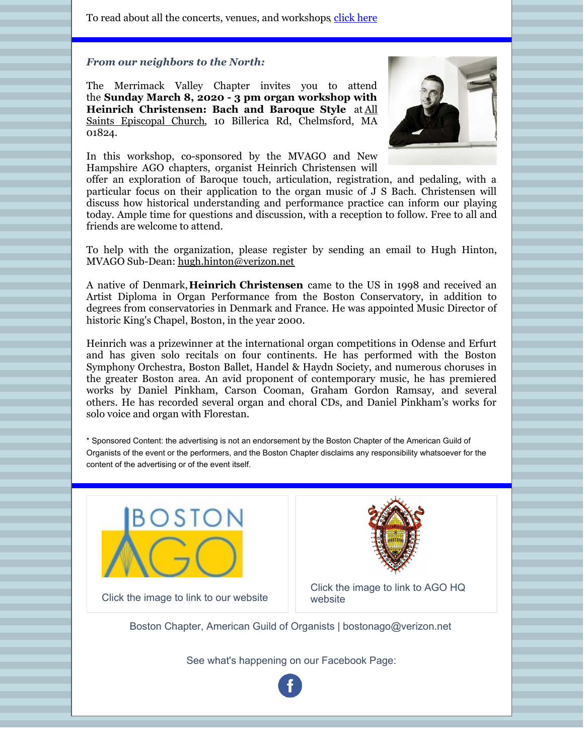To read about all the concerts, venues, and workshops, click here

***From our neighbors to the North:***

The Merrimack Valley Chapter invites you to attend the **Sunday March 8, 2020 - 3 pm organ workshop with Heinrich Christensen: Bach and Baroque Style** at All Saints Episcopal Church, 10 Billerica Rd, Chelmsford, MA 01824.

In this workshop, co-sponsored by the MVAGO and New Hampshire AGO chapters, organist Heinrich Christensen will offer an exploration of Baroque touch, articulation, registration, and pedaling, with a particular focus on their application to the organ music of J S Bach. Christensen will discuss how historical understanding and performance practice can inform our playing today. Ample time for questions and discussion, with a reception to follow. Free to all and friends are welcome to attend.

To help with the organization, please register by sending an email to Hugh Hinton, MVAGO Sub-Dean: hugh.hinton@verizon.net

A native of Denmark, **Heinrich Christensen** came to the US in 1998 and received an Artist Diploma in Organ Performance from the Boston Conservatory, in addition to degrees from conservatories in Denmark and France. He was appointed Music Director of historic King's Chapel, Boston, in the year 2000.

Heinrich was a prizewinner at the international organ competitions in Odense and Erfurt and has given solo recitals on four continents. He has performed with the Boston Symphony Orchestra, Boston Ballet, Handel & Haydn Society, and numerous choruses in the greater Boston area. An avid proponent of contemporary music, he has premiered works by Daniel Pinkham, Carson Cooman, Graham Gordon Ramsay, and several others. He has recorded several organ and choral CDs, and Daniel Pinkham's works for solo voice and organ with Florestan.

* Sponsored Content: the advertising is not an endorsement by the Boston Chapter of the American Guild of Organists of the event or the performers, and the Boston Chapter disclaims any responsibility whatsoever for the content of the advertising or of the event itself.

Click the image to link to our website

Click the image to link to AGO HQ website

Boston Chapter, American Guild of Organists | bostonago@verizon.net

See what's happening on our Facebook Page: